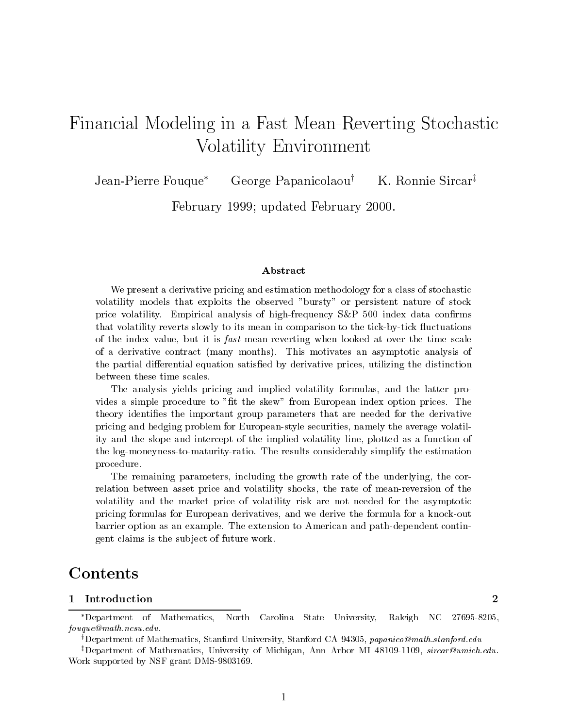# Financial Modeling in a Fast Mean-Reverting Stochastic Volatility Environment

Jean-Pierre Fouque[*] George Papanicolaou[†] K. Ronnie Sircar[‡]

February 1999; updated February 2000.

### Abstract

We present a derivative pricing and estimation methodology for a class of stochastic volatility models that exploits the observed "bursty" or persistent nature of stock price volatility. Empirical analysis of high-frequency S&P 500 index data confirms that volatility reverts slowly to its mean in comparison to the tick-by-tick fluctuations of the index value, but it is *fast* mean-reverting when looked at over the time scale of a derivative contract (many months). This motivates an asymptotic analysis of the partial differential equation satisfied by derivative prices, utilizing the distinction between these time scales.

The analysis yields pricing and implied volatility formulas, and the latter provides a simple procedure to "fit the skew" from European index option prices. The theory identifies the important group parameters that are needed for the derivative pricing and hedging problem for European-style securities, namely the average volatility and the slope and intercept of the implied volatility line, plotted as a function of the log-moneyness-to-maturity-ratio. The results considerably simplify the estimation procedure.

The remaining parameters, including the growth rate of the underlying, the correlation between asset price and volatility shocks, the rate of mean-reversion of the volatility and the market price of volatility risk are not needed for the asymptotic pricing formulas for European derivatives, and we derive the formula for a knock-out barrier option as an example. The extension to American and path-dependent contingent claims is the subject of future work.

## Contents

**1 Introduction** **2**

---

[*]Department of Mathematics, North Carolina State University, Raleigh NC 27695-8205, *fouque@math.ncsu.edu*.

[†]Department of Mathematics, Stanford University, Stanford CA 94305, *papanico@math.stanford.edu*

[‡]Department of Mathematics, University of Michigan, Ann Arbor MI 48109-1109, *sircar@umich.edu*. Work supported by NSF grant DMS-9803169.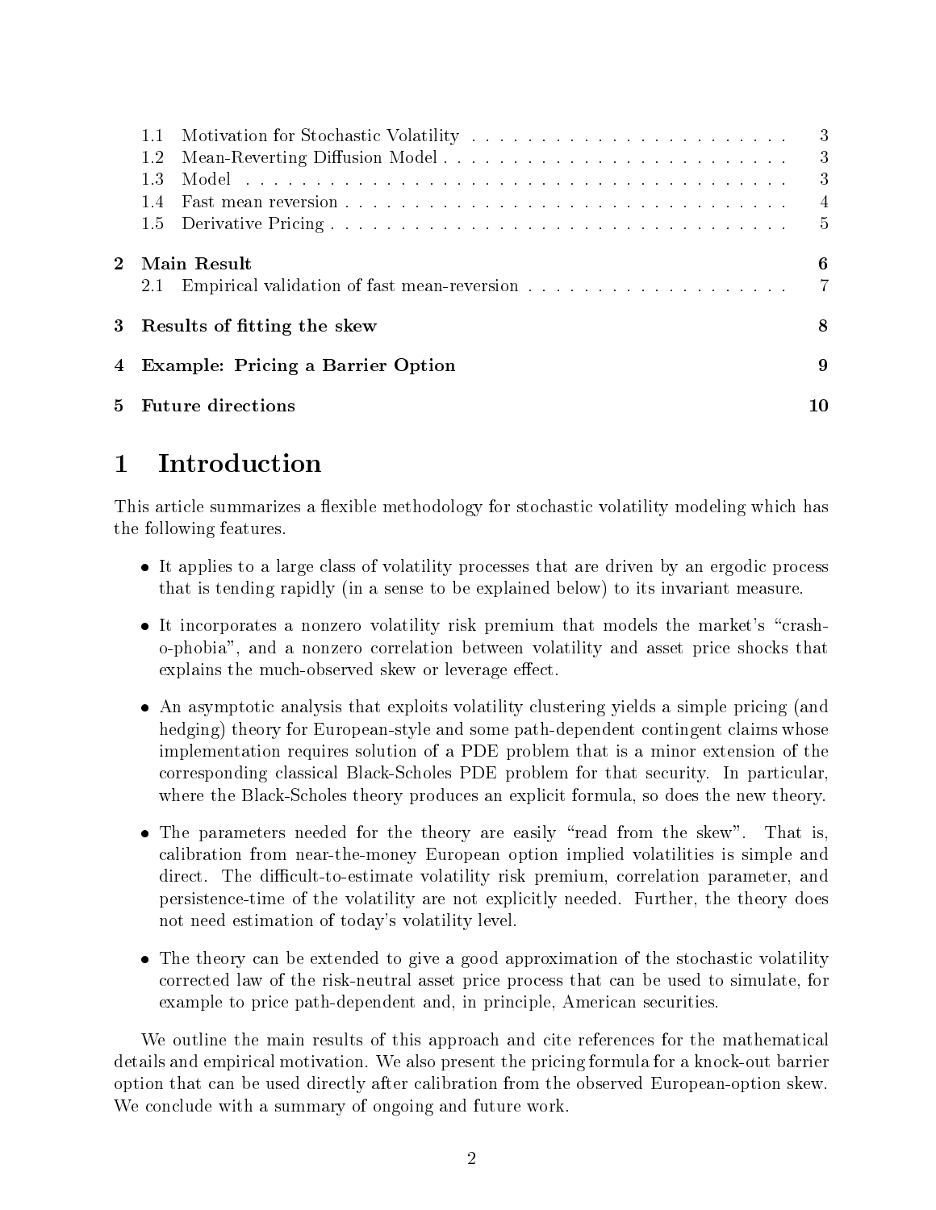1.1 Motivation for Stochastic Volatility . . . . . . . . . . 3
1.2 Mean-Reverting Diffusion Model . . . . . . . . . . 3
1.3 Model . . . . . . . . . . 3
1.4 Fast mean reversion . . . . . . . . . . 4
1.5 Derivative Pricing . . . . . . . . . . 5

**2 Main Result** **6**
2.1 Empirical validation of fast mean-reversion . . . . . . . . . . 7

**3 Results of fitting the skew** **8**

**4 Example: Pricing a Barrier Option** **9**

**5 Future directions** **10**

# 1 Introduction

This article summarizes a flexible methodology for stochastic volatility modeling which has the following features.

- It applies to a large class of volatility processes that are driven by an ergodic process that is tending rapidly (in a sense to be explained below) to its invariant measure.
- It incorporates a nonzero volatility risk premium that models the market's "crash-o-phobia", and a nonzero correlation between volatility and asset price shocks that explains the much-observed skew or leverage effect.
- An asymptotic analysis that exploits volatility clustering yields a simple pricing (and hedging) theory for European-style and some path-dependent contingent claims whose implementation requires solution of a PDE problem that is a minor extension of the corresponding classical Black-Scholes PDE problem for that security. In particular, where the Black-Scholes theory produces an explicit formula, so does the new theory.
- The parameters needed for the theory are easily "read from the skew". That is, calibration from near-the-money European option implied volatilities is simple and direct. The difficult-to-estimate volatility risk premium, correlation parameter, and persistence-time of the volatility are not explicitly needed. Further, the theory does not need estimation of today's volatility level.
- The theory can be extended to give a good approximation of the stochastic volatility corrected law of the risk-neutral asset price process that can be used to simulate, for example to price path-dependent and, in principle, American securities.

We outline the main results of this approach and cite references for the mathematical details and empirical motivation. We also present the pricing formula for a knock-out barrier option that can be used directly after calibration from the observed European-option skew. We conclude with a summary of ongoing and future work.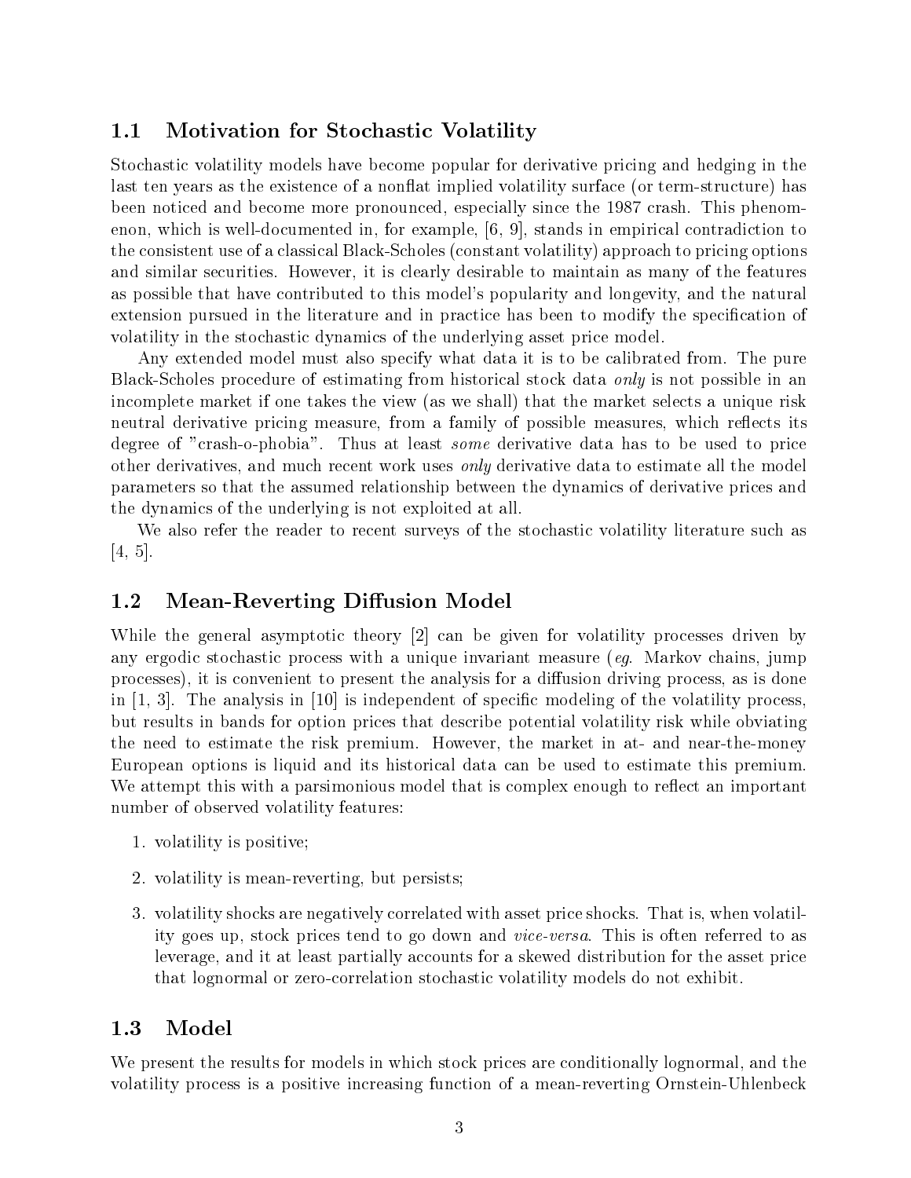## 1.1 Motivation for Stochastic Volatility

Stochastic volatility models have become popular for derivative pricing and hedging in the last ten years as the existence of a nonflat implied volatility surface (or term-structure) has been noticed and become more pronounced, especially since the 1987 crash. This phenomenon, which is well-documented in, for example, [6, 9], stands in empirical contradiction to the consistent use of a classical Black-Scholes (constant volatility) approach to pricing options and similar securities. However, it is clearly desirable to maintain as many of the features as possible that have contributed to this model's popularity and longevity, and the natural extension pursued in the literature and in practice has been to modify the specification of volatility in the stochastic dynamics of the underlying asset price model.

Any extended model must also specify what data it is to be calibrated from. The pure Black-Scholes procedure of estimating from historical stock data *only* is not possible in an incomplete market if one takes the view (as we shall) that the market selects a unique risk neutral derivative pricing measure, from a family of possible measures, which reflects its degree of "crash-o-phobia". Thus at least *some* derivative data has to be used to price other derivatives, and much recent work uses *only* derivative data to estimate all the model parameters so that the assumed relationship between the dynamics of derivative prices and the dynamics of the underlying is not exploited at all.

We also refer the reader to recent surveys of the stochastic volatility literature such as [4, 5].

## 1.2 Mean-Reverting Diffusion Model

While the general asymptotic theory [2] can be given for volatility processes driven by any ergodic stochastic process with a unique invariant measure (*eg.* Markov chains, jump processes), it is convenient to present the analysis for a diffusion driving process, as is done in [1, 3]. The analysis in [10] is independent of specific modeling of the volatility process, but results in bands for option prices that describe potential volatility risk while obviating the need to estimate the risk premium. However, the market in at- and near-the-money European options is liquid and its historical data can be used to estimate this premium. We attempt this with a parsimonious model that is complex enough to reflect an important number of observed volatility features:

1. volatility is positive;

2. volatility is mean-reverting, but persists;

3. volatility shocks are negatively correlated with asset price shocks. That is, when volatility goes up, stock prices tend to go down and *vice-versa*. This is often referred to as leverage, and it at least partially accounts for a skewed distribution for the asset price that lognormal or zero-correlation stochastic volatility models do not exhibit.

## 1.3 Model

We present the results for models in which stock prices are conditionally lognormal, and the volatility process is a positive increasing function of a mean-reverting Ornstein-Uhlenbeck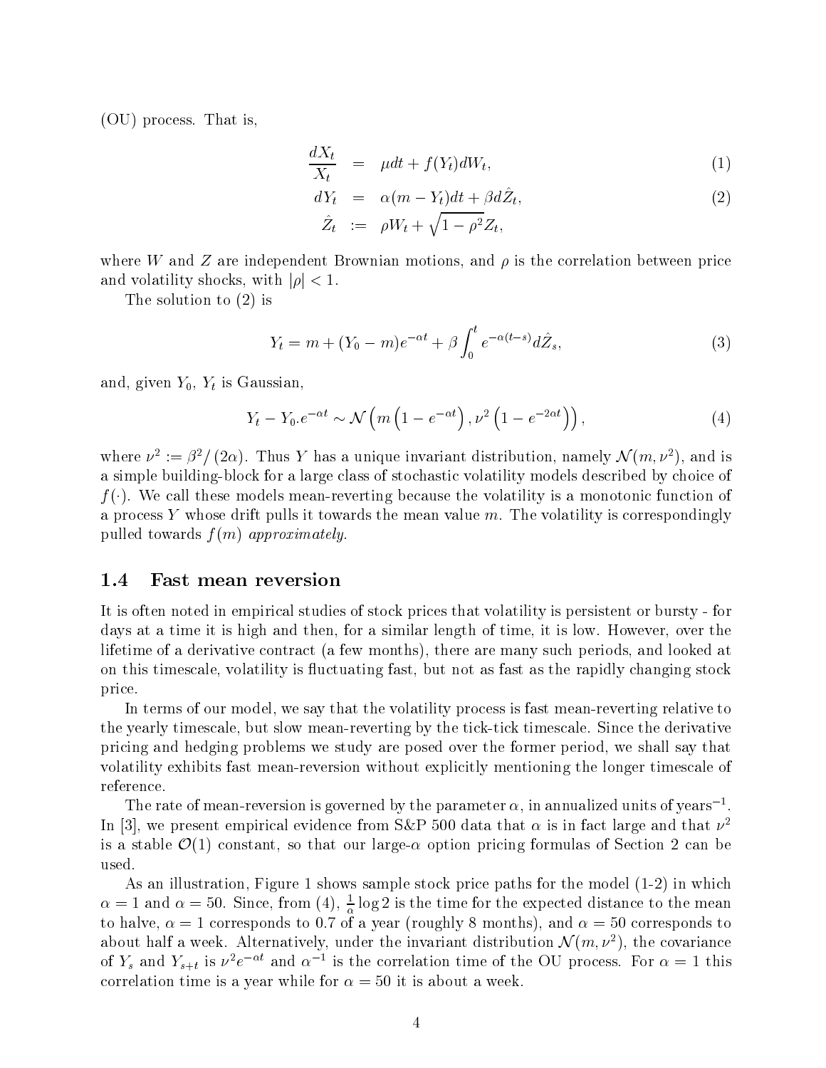(OU) process. That is,

$$
\begin{aligned}
\frac{dX_t}{X_t} &= \mu dt + f(Y_t) dW_t, &(1)\\
dY_t &= \alpha(m - Y_t)dt + \beta d\hat{Z}_t, &(2)\\
\hat{Z}_t &:= \rho W_t + \sqrt{1-\rho^2} Z_t,
\end{aligned}
$$

where $W$ and $Z$ are independent Brownian motions, and $\rho$ is the correlation between price and volatility shocks, with $|\rho| < 1$.

The solution to (2) is

$$
Y_t = m + (Y_0 - m)e^{-\alpha t} + \beta \int_0^t e^{-\alpha(t-s)} d\hat{Z}_s, \tag{3}
$$

and, given $Y_0$, $Y_t$ is Gaussian,

$$
Y_t - Y_0.e^{-\alpha t} \sim \mathcal{N}\left(m\left(1 - e^{-\alpha t}\right), \nu^2\left(1 - e^{-2\alpha t}\right)\right), \tag{4}
$$

where $\nu^2 := \beta^2/(2\alpha)$. Thus $Y$ has a unique invariant distribution, namely $\mathcal{N}(m, \nu^2)$, and is a simple building-block for a large class of stochastic volatility models described by choice of $f(\cdot)$. We call these models mean-reverting because the volatility is a monotonic function of a process $Y$ whose drift pulls it towards the mean value $m$. The volatility is correspondingly pulled towards $f(m)$ *approximately*.

### 1.4 Fast mean reversion

It is often noted in empirical studies of stock prices that volatility is persistent or bursty - for days at a time it is high and then, for a similar length of time, it is low. However, over the lifetime of a derivative contract (a few months), there are many such periods, and looked at on this timescale, volatility is fluctuating fast, but not as fast as the rapidly changing stock price.

In terms of our model, we say that the volatility process is fast mean-reverting relative to the yearly timescale, but slow mean-reverting by the tick-tick timescale. Since the derivative pricing and hedging problems we study are posed over the former period, we shall say that volatility exhibits fast mean-reversion without explicitly mentioning the longer timescale of reference.

The rate of mean-reversion is governed by the parameter $\alpha$, in annualized units of years$^{-1}$. In [3], we present empirical evidence from S&P 500 data that $\alpha$ is in fact large and that $\nu^2$ is a stable $\mathcal{O}(1)$ constant, so that our large-$\alpha$ option pricing formulas of Section 2 can be used.

As an illustration, Figure 1 shows sample stock price paths for the model (1-2) in which $\alpha = 1$ and $\alpha = 50$. Since, from (4), $\frac{1}{\alpha}\log 2$ is the time for the expected distance to the mean to halve, $\alpha = 1$ corresponds to 0.7 of a year (roughly 8 months), and $\alpha = 50$ corresponds to about half a week. Alternatively, under the invariant distribution $\mathcal{N}(m, \nu^2)$, the covariance of $Y_s$ and $Y_{s+t}$ is $\nu^2 e^{-\alpha t}$ and $\alpha^{-1}$ is the correlation time of the OU process. For $\alpha = 1$ this correlation time is a year while for $\alpha = 50$ it is about a week.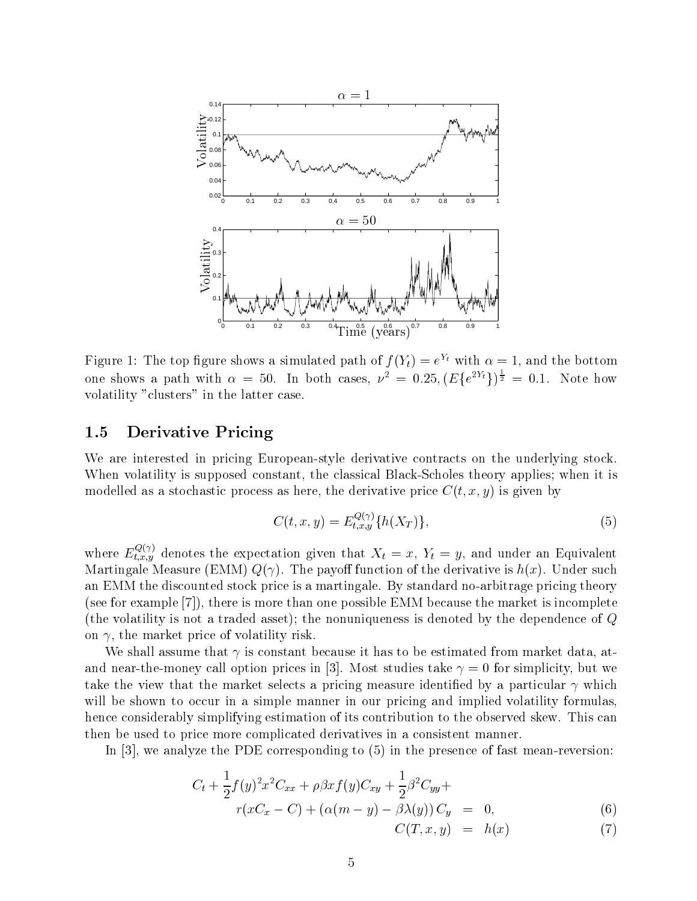Figure 1: The top figure shows a simulated path of $f(Y_t) = e^{Y_t}$ with $\alpha = 1$, and the bottom one shows a path with $\alpha = 50$. In both cases, $\nu^2 = 0.25, (E\{e^{2Y_t}\})^{\frac{1}{2}} = 0.1$. Note how volatility "clusters" in the latter case.

## 1.5 Derivative Pricing

We are interested in pricing European-style derivative contracts on the underlying stock. When volatility is supposed constant, the classical Black-Scholes theory applies; when it is modelled as a stochastic process as here, the derivative price $C(t, x, y)$ is given by

$$C(t, x, y) = E_{t,x,y}^{Q(\gamma)}\{h(X_T)\}, \tag{5}$$

where $E_{t,x,y}^{Q(\gamma)}$ denotes the expectation given that $X_t = x$, $Y_t = y$, and under an Equivalent Martingale Measure (EMM) $Q(\gamma)$. The payoff function of the derivative is $h(x)$. Under such an EMM the discounted stock price is a martingale. By standard no-arbitrage pricing theory (see for example [7]), there is more than one possible EMM because the market is incomplete (the volatility is not a traded asset); the nonuniqueness is denoted by the dependence of $Q$ on $\gamma$, the market price of volatility risk.

We shall assume that $\gamma$ is constant because it has to be estimated from market data, at- and near-the-money call option prices in [3]. Most studies take $\gamma = 0$ for simplicity, but we take the view that the market selects a pricing measure identified by a particular $\gamma$ which will be shown to occur in a simple manner in our pricing and implied volatility formulas, hence considerably simplifying estimation of its contribution to the observed skew. This can then be used to price more complicated derivatives in a consistent manner.

In [3], we analyze the PDE corresponding to (5) in the presence of fast mean-reversion:

$$\begin{aligned} C_t + \frac{1}{2}f(y)^2x^2C_{xx} + \rho\beta x f(y)C_{xy} + \frac{1}{2}\beta^2 C_{yy} + & \\ r(xC_x - C) + (\alpha(m-y) - \beta\lambda(y))\, C_y &= 0, \qquad (6) \\ C(T, x, y) &= h(x) \qquad (7) \end{aligned}$$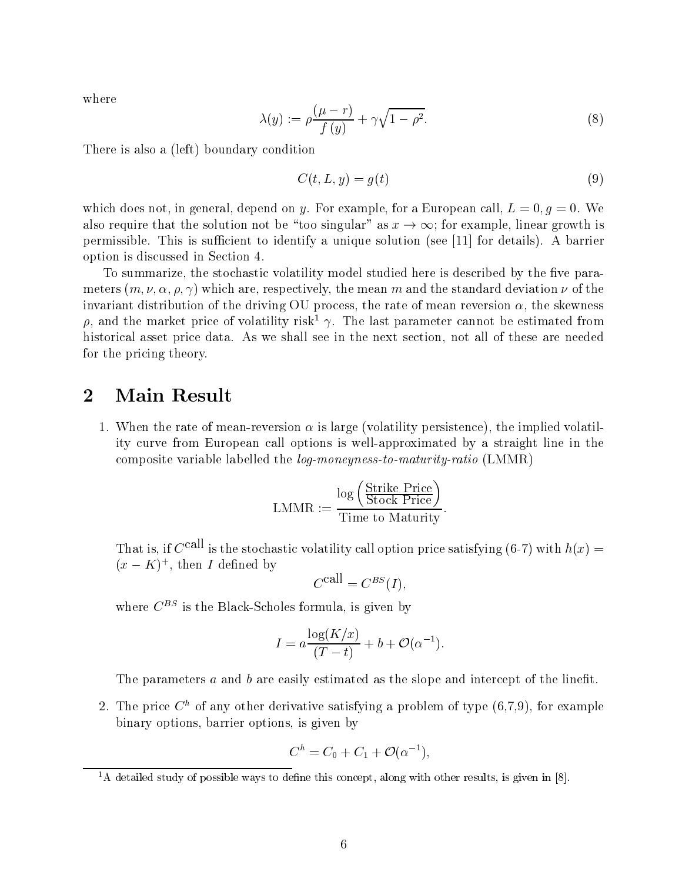where

$$\lambda(y) := \rho \frac{(\mu - r)}{f(y)} + \gamma \sqrt{1 - \rho^2}. \tag{8}$$

There is also a (left) boundary condition

$$C(t, L, y) = g(t) \tag{9}$$

which does not, in general, depend on $y$. For example, for a European call, $L = 0, g = 0$. We also require that the solution not be "too singular" as $x \to \infty$; for example, linear growth is permissible. This is sufficient to identify a unique solution (see [11] for details). A barrier option is discussed in Section 4.

To summarize, the stochastic volatility model studied here is described by the five parameters $(m, \nu, \alpha, \rho, \gamma)$ which are, respectively, the mean $m$ and the standard deviation $\nu$ of the invariant distribution of the driving OU process, the rate of mean reversion $\alpha$, the skewness $\rho$, and the market price of volatility risk[1] $\gamma$. The last parameter cannot be estimated from historical asset price data. As we shall see in the next section, not all of these are needed for the pricing theory.

## 2 Main Result

1. When the rate of mean-reversion $\alpha$ is large (volatility persistence), the implied volatility curve from European call options is well-approximated by a straight line in the composite variable labelled the *log-moneyness-to-maturity-ratio* (LMMR)

$$\text{LMMR} := \frac{\log\left(\frac{\text{Strike Price}}{\text{Stock Price}}\right)}{\text{Time to Maturity}}.$$

   That is, if $C^{\text{call}}$ is the stochastic volatility call option price satisfying (6-7) with $h(x) = (x - K)^+$, then $I$ defined by

$$C^{\text{call}} = C^{BS}(I),$$

   where $C^{BS}$ is the Black-Scholes formula, is given by

$$I = a \frac{\log(K/x)}{(T - t)} + b + \mathcal{O}(\alpha^{-1}).$$

   The parameters $a$ and $b$ are easily estimated as the slope and intercept of the linefit.

2. The price $C^h$ of any other derivative satisfying a problem of type (6,7,9), for example binary options, barrier options, is given by

$$C^h = C_0 + C_1 + \mathcal{O}(\alpha^{-1}),$$

[1] A detailed study of possible ways to define this concept, along with other results, is given in [8].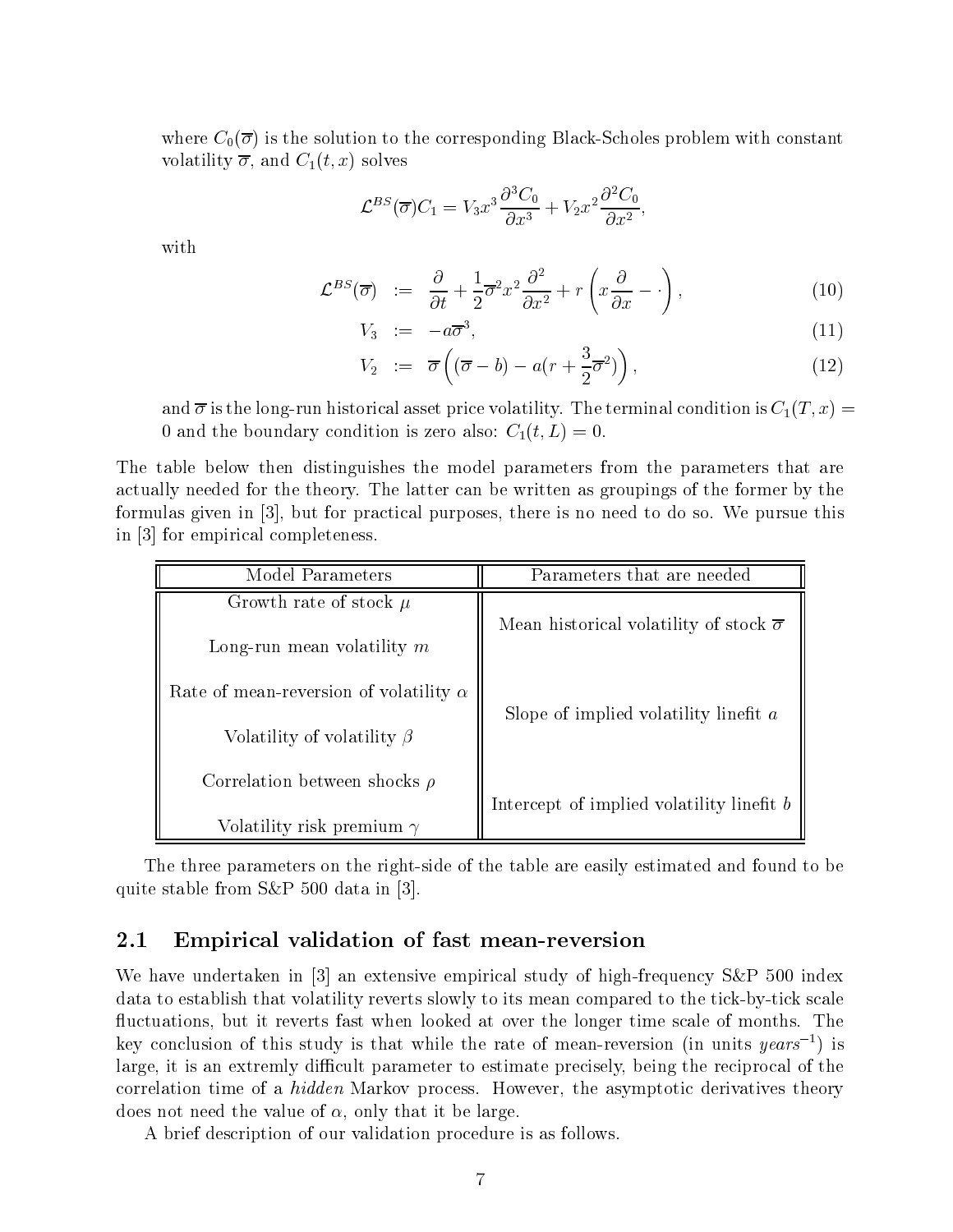where $C_0(\overline{\sigma})$ is the solution to the corresponding Black-Scholes problem with constant volatility $\overline{\sigma}$, and $C_1(t,x)$ solves

$$\mathcal{L}^{BS}(\overline{\sigma})C_1 = V_3 x^3 \frac{\partial^3 C_0}{\partial x^3} + V_2 x^2 \frac{\partial^2 C_0}{\partial x^2},$$

with

$$\mathcal{L}^{BS}(\overline{\sigma}) := \frac{\partial}{\partial t} + \frac{1}{2}\overline{\sigma}^2 x^2 \frac{\partial^2}{\partial x^2} + r\left(x\frac{\partial}{\partial x} - \cdot\right), \tag{10}$$

$$V_3 := -a\overline{\sigma}^3, \tag{11}$$

$$V_2 := \overline{\sigma}\left((\overline{\sigma} - b) - a(r + \frac{3}{2}\overline{\sigma}^2)\right), \tag{12}$$

and $\overline{\sigma}$ is the long-run historical asset price volatility. The terminal condition is $C_1(T,x) = 0$ and the boundary condition is zero also: $C_1(t,L) = 0$.

The table below then distinguishes the model parameters from the parameters that are actually needed for the theory. The latter can be written as groupings of the former by the formulas given in [3], but for practical purposes, there is no need to do so. We pursue this in [3] for empirical completeness.

| Model Parameters | Parameters that are needed |
|---|---|
| Growth rate of stock $\mu$ | Mean historical volatility of stock $\overline{\sigma}$ |
| Long-run mean volatility $m$ | |
| Rate of mean-reversion of volatility $\alpha$ | Slope of implied volatility linefit $a$ |
| Volatility of volatility $\beta$ | |
| Correlation between shocks $\rho$ | Intercept of implied volatility linefit $b$ |
| Volatility risk premium $\gamma$ | |

The three parameters on the right-side of the table are easily estimated and found to be quite stable from S&P 500 data in [3].

## 2.1 Empirical validation of fast mean-reversion

We have undertaken in [3] an extensive empirical study of high-frequency S&P 500 index data to establish that volatility reverts slowly to its mean compared to the tick-by-tick scale fluctuations, but it reverts fast when looked at over the longer time scale of months. The key conclusion of this study is that while the rate of mean-reversion (in units $years^{-1}$) is large, it is an extremly difficult parameter to estimate precisely, being the reciprocal of the correlation time of a *hidden* Markov process. However, the asymptotic derivatives theory does not need the value of $\alpha$, only that it be large.

A brief description of our validation procedure is as follows.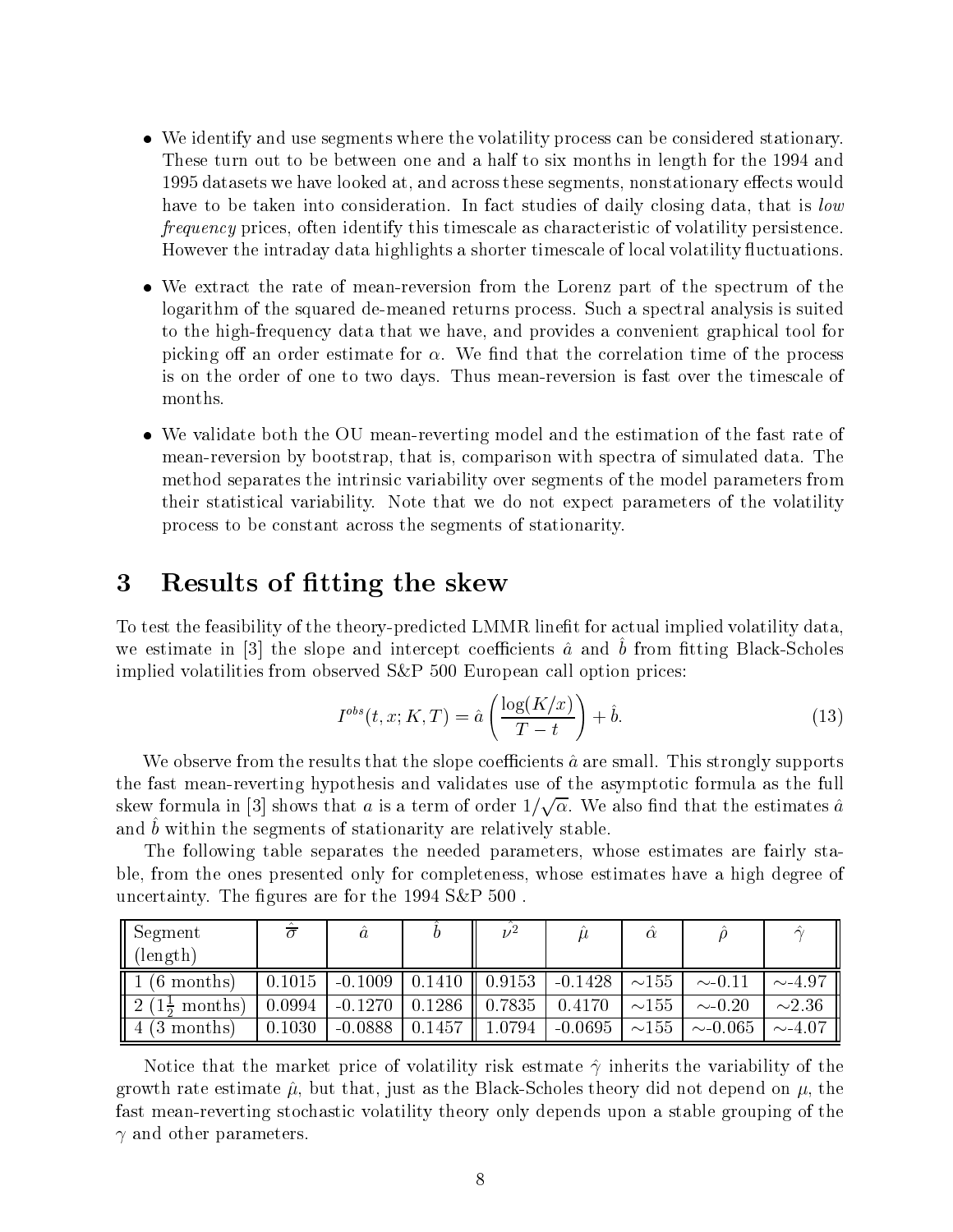- We identify and use segments where the volatility process can be considered stationary. These turn out to be between one and a half to six months in length for the 1994 and 1995 datasets we have looked at, and across these segments, nonstationary effects would have to be taken into consideration. In fact studies of daily closing data, that is *low frequency* prices, often identify this timescale as characteristic of volatility persistence. However the intraday data highlights a shorter timescale of local volatility fluctuations.

- We extract the rate of mean-reversion from the Lorenz part of the spectrum of the logarithm of the squared de-meaned returns process. Such a spectral analysis is suited to the high-frequency data that we have, and provides a convenient graphical tool for picking off an order estimate for $\alpha$. We find that the correlation time of the process is on the order of one to two days. Thus mean-reversion is fast over the timescale of months.

- We validate both the OU mean-reverting model and the estimation of the fast rate of mean-reversion by bootstrap, that is, comparison with spectra of simulated data. The method separates the intrinsic variability over segments of the model parameters from their statistical variability. Note that we do not expect parameters of the volatility process to be constant across the segments of stationarity.

# 3 Results of fitting the skew

To test the feasibility of the theory-predicted LMMR linefit for actual implied volatility data, we estimate in [3] the slope and intercept coefficients $\hat{a}$ and $\hat{b}$ from fitting Black-Scholes implied volatilities from observed S&P 500 European call option prices:

$$I^{obs}(t,x;K,T) = \hat{a}\left(\frac{\log(K/x)}{T-t}\right) + \hat{b}. \tag{13}$$

We observe from the results that the slope coefficients $\hat{a}$ are small. This strongly supports the fast mean-reverting hypothesis and validates use of the asymptotic formula as the full skew formula in [3] shows that $a$ is a term of order $1/\sqrt{\alpha}$. We also find that the estimates $\hat{a}$ and $\hat{b}$ within the segments of stationarity are relatively stable.

The following table separates the needed parameters, whose estimates are fairly stable, from the ones presented only for completeness, whose estimates have a high degree of uncertainty. The figures are for the 1994 S&P 500 .

| Segment (length) | $\hat{\bar{\sigma}}$ | $\hat{a}$ | $\hat{b}$ | $\hat{\nu^2}$ | $\hat{\mu}$ | $\hat{\alpha}$ | $\hat{\rho}$ | $\hat{\gamma}$ |
|---|---|---|---|---|---|---|---|---|
| 1 (6 months) | 0.1015 | -0.1009 | 0.1410 | 0.9153 | -0.1428 | ~155 | ~-0.11 | ~-4.97 |
| 2 ($1\frac{1}{2}$ months) | 0.0994 | -0.1270 | 0.1286 | 0.7835 | 0.4170 | ~155 | ~-0.20 | ~2.36 |
| 4 (3 months) | 0.1030 | -0.0888 | 0.1457 | 1.0794 | -0.0695 | ~155 | ~-0.065 | ~-4.07 |

Notice that the market price of volatility risk estmate $\hat{\gamma}$ inherits the variability of the growth rate estimate $\hat{\mu}$, but that, just as the Black-Scholes theory did not depend on $\mu$, the fast mean-reverting stochastic volatility theory only depends upon a stable grouping of the $\gamma$ and other parameters.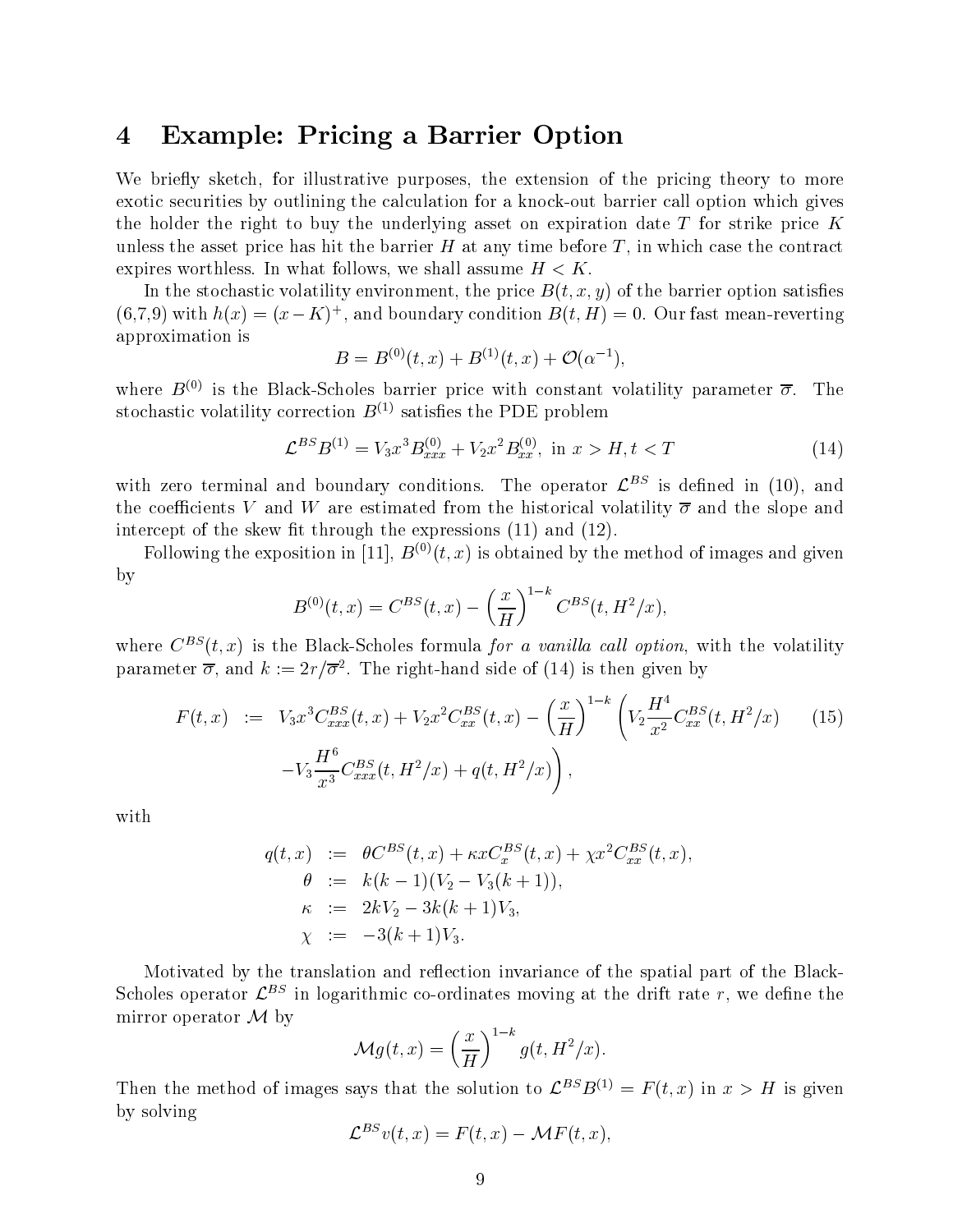# 4 Example: Pricing a Barrier Option

We briefly sketch, for illustrative purposes, the extension of the pricing theory to more exotic securities by outlining the calculation for a knock-out barrier call option which gives the holder the right to buy the underlying asset on expiration date $T$ for strike price $K$ unless the asset price has hit the barrier $H$ at any time before $T$, in which case the contract expires worthless. In what follows, we shall assume $H < K$.

In the stochastic volatility environment, the price $B(t,x,y)$ of the barrier option satisfies (6,7,9) with $h(x) = (x-K)^+$, and boundary condition $B(t,H) = 0$. Our fast mean-reverting approximation is

$$B = B^{(0)}(t,x) + B^{(1)}(t,x) + \mathcal{O}(\alpha^{-1}),$$

where $B^{(0)}$ is the Black-Scholes barrier price with constant volatility parameter $\overline{\sigma}$. The stochastic volatility correction $B^{(1)}$ satisfies the PDE problem

$$\mathcal{L}^{BS} B^{(1)} = V_3 x^3 B^{(0)}_{xxx} + V_2 x^2 B^{(0)}_{xx}, \text{ in } x > H, t < T \tag{14}$$

with zero terminal and boundary conditions. The operator $\mathcal{L}^{BS}$ is defined in (10), and the coefficients $V$ and $W$ are estimated from the historical volatility $\overline{\sigma}$ and the slope and intercept of the skew fit through the expressions (11) and (12).

Following the exposition in [11], $B^{(0)}(t,x)$ is obtained by the method of images and given by

$$B^{(0)}(t,x) = C^{BS}(t,x) - \left(\frac{x}{H}\right)^{1-k} C^{BS}(t, H^2/x),$$

where $C^{BS}(t,x)$ is the Black-Scholes formula *for a vanilla call option*, with the volatility parameter $\overline{\sigma}$, and $k := 2r/\overline{\sigma}^2$. The right-hand side of (14) is then given by

$$\begin{aligned} F(t,x) \;:=\; & V_3 x^3 C^{BS}_{xxx}(t,x) + V_2 x^2 C^{BS}_{xx}(t,x) - \left(\frac{x}{H}\right)^{1-k} \left( V_2 \frac{H^4}{x^2} C^{BS}_{xx}(t, H^2/x) \right. \\ & \left. - V_3 \frac{H^6}{x^3} C^{BS}_{xxx}(t, H^2/x) + q(t, H^2/x) \right), \end{aligned} \tag{15}$$

with

$$\begin{aligned} q(t,x) &:= \theta C^{BS}(t,x) + \kappa x C^{BS}_x(t,x) + \chi x^2 C^{BS}_{xx}(t,x), \\ \theta &:= k(k-1)(V_2 - V_3(k+1)), \\ \kappa &:= 2kV_2 - 3k(k+1)V_3, \\ \chi &:= -3(k+1)V_3. \end{aligned}$$

Motivated by the translation and reflection invariance of the spatial part of the Black-Scholes operator $\mathcal{L}^{BS}$ in logarithmic co-ordinates moving at the drift rate $r$, we define the mirror operator $\mathcal{M}$ by

$$\mathcal{M}g(t,x) = \left(\frac{x}{H}\right)^{1-k} g(t, H^2/x).$$

Then the method of images says that the solution to $\mathcal{L}^{BS} B^{(1)} = F(t,x)$ in $x > H$ is given by solving

$$\mathcal{L}^{BS} v(t,x) = F(t,x) - \mathcal{M}F(t,x),$$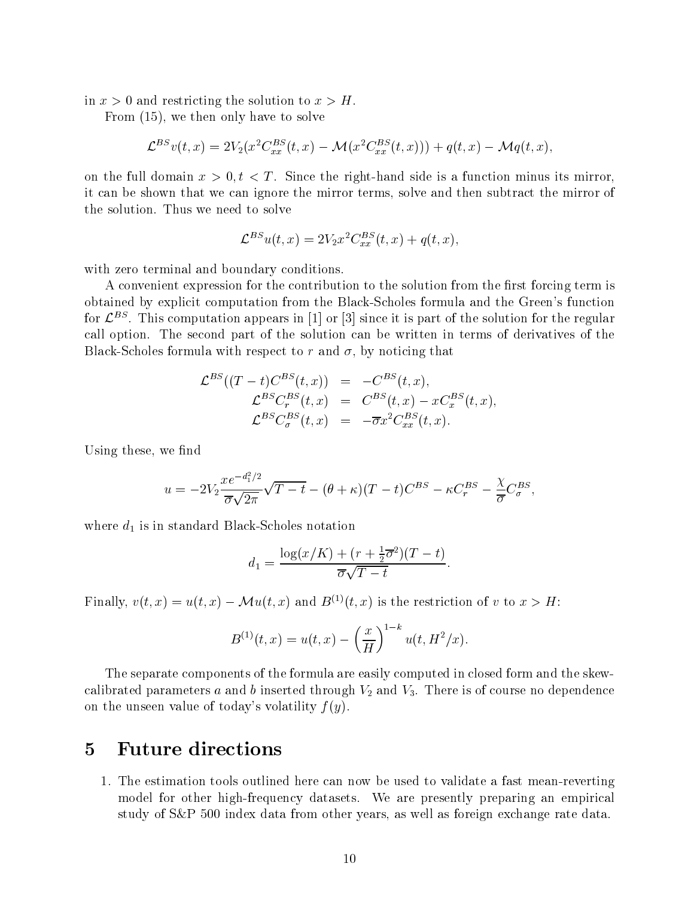in $x > 0$ and restricting the solution to $x > H$.

From (15), we then only have to solve

$$\mathcal{L}^{BS} v(t,x) = 2V_2(x^2 C_{xx}^{BS}(t,x) - \mathcal{M}(x^2 C_{xx}^{BS}(t,x))) + q(t,x) - \mathcal{M}q(t,x),$$

on the full domain $x > 0, t < T$. Since the right-hand side is a function minus its mirror, it can be shown that we can ignore the mirror terms, solve and then subtract the mirror of the solution. Thus we need to solve

$$\mathcal{L}^{BS} u(t,x) = 2V_2 x^2 C_{xx}^{BS}(t,x) + q(t,x),$$

with zero terminal and boundary conditions.

A convenient expression for the contribution to the solution from the first forcing term is obtained by explicit computation from the Black-Scholes formula and the Green's function for $\mathcal{L}^{BS}$. This computation appears in [1] or [3] since it is part of the solution for the regular call option. The second part of the solution can be written in terms of derivatives of the Black-Scholes formula with respect to $r$ and $\sigma$, by noticing that

$$\begin{aligned}
\mathcal{L}^{BS}((T-t)C^{BS}(t,x)) &= -C^{BS}(t,x), \\
\mathcal{L}^{BS} C_r^{BS}(t,x) &= C^{BS}(t,x) - x C_x^{BS}(t,x), \\
\mathcal{L}^{BS} C_\sigma^{BS}(t,x) &= -\overline{\sigma} x^2 C_{xx}^{BS}(t,x).
\end{aligned}$$

Using these, we find

$$u = -2V_2 \frac{x e^{-d_1^2/2}}{\overline{\sigma}\sqrt{2\pi}} \sqrt{T-t} - (\theta + \kappa)(T-t)C^{BS} - \kappa C_r^{BS} - \frac{\chi}{\overline{\sigma}} C_\sigma^{BS},$$

where $d_1$ is in standard Black-Scholes notation

$$d_1 = \frac{\log(x/K) + (r + \frac{1}{2}\overline{\sigma}^2)(T-t)}{\overline{\sigma}\sqrt{T-t}}.$$

Finally, $v(t,x) = u(t,x) - \mathcal{M}u(t,x)$ and $B^{(1)}(t,x)$ is the restriction of $v$ to $x > H$:

$$B^{(1)}(t,x) = u(t,x) - \left(\frac{x}{H}\right)^{1-k} u(t, H^2/x).$$

The separate components of the formula are easily computed in closed form and the skew-calibrated parameters $a$ and $b$ inserted through $V_2$ and $V_3$. There is of course no dependence on the unseen value of today's volatility $f(y)$.

# 5 Future directions

1. The estimation tools outlined here can now be used to validate a fast mean-reverting model for other high-frequency datasets. We are presently preparing an empirical study of S&P 500 index data from other years, as well as foreign exchange rate data.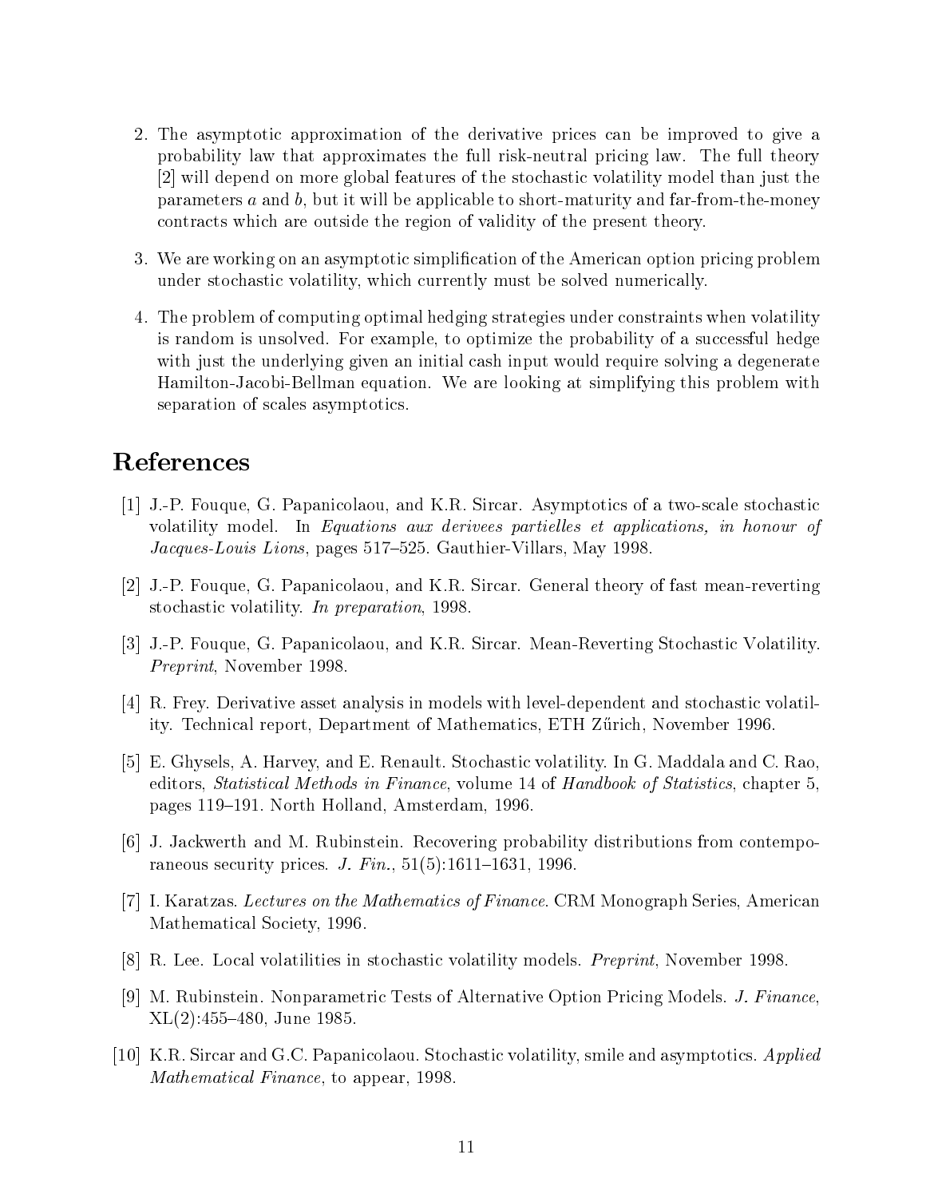2. The asymptotic approximation of the derivative prices can be improved to give a probability law that approximates the full risk-neutral pricing law. The full theory [2] will depend on more global features of the stochastic volatility model than just the parameters $a$ and $b$, but it will be applicable to short-maturity and far-from-the-money contracts which are outside the region of validity of the present theory.

3. We are working on an asymptotic simplification of the American option pricing problem under stochastic volatility, which currently must be solved numerically.

4. The problem of computing optimal hedging strategies under constraints when volatility is random is unsolved. For example, to optimize the probability of a successful hedge with just the underlying given an initial cash input would require solving a degenerate Hamilton-Jacobi-Bellman equation. We are looking at simplifying this problem with separation of scales asymptotics.

# References

[1] J.-P. Fouque, G. Papanicolaou, and K.R. Sircar. Asymptotics of a two-scale stochastic volatility model. In *Equations aux derivees partielles et applications, in honour of Jacques-Louis Lions*, pages 517–525. Gauthier-Villars, May 1998.

[2] J.-P. Fouque, G. Papanicolaou, and K.R. Sircar. General theory of fast mean-reverting stochastic volatility. *In preparation*, 1998.

[3] J.-P. Fouque, G. Papanicolaou, and K.R. Sircar. Mean-Reverting Stochastic Volatility. *Preprint*, November 1998.

[4] R. Frey. Derivative asset analysis in models with level-dependent and stochastic volatility. Technical report, Department of Mathematics, ETH Zűrich, November 1996.

[5] E. Ghysels, A. Harvey, and E. Renault. Stochastic volatility. In G. Maddala and C. Rao, editors, *Statistical Methods in Finance*, volume 14 of *Handbook of Statistics*, chapter 5, pages 119–191. North Holland, Amsterdam, 1996.

[6] J. Jackwerth and M. Rubinstein. Recovering probability distributions from contemporaneous security prices. *J. Fin.*, 51(5):1611–1631, 1996.

[7] I. Karatzas. *Lectures on the Mathematics of Finance*. CRM Monograph Series, American Mathematical Society, 1996.

[8] R. Lee. Local volatilities in stochastic volatility models. *Preprint*, November 1998.

[9] M. Rubinstein. Nonparametric Tests of Alternative Option Pricing Models. *J. Finance*, XL(2):455–480, June 1985.

[10] K.R. Sircar and G.C. Papanicolaou. Stochastic volatility, smile and asymptotics. *Applied Mathematical Finance*, to appear, 1998.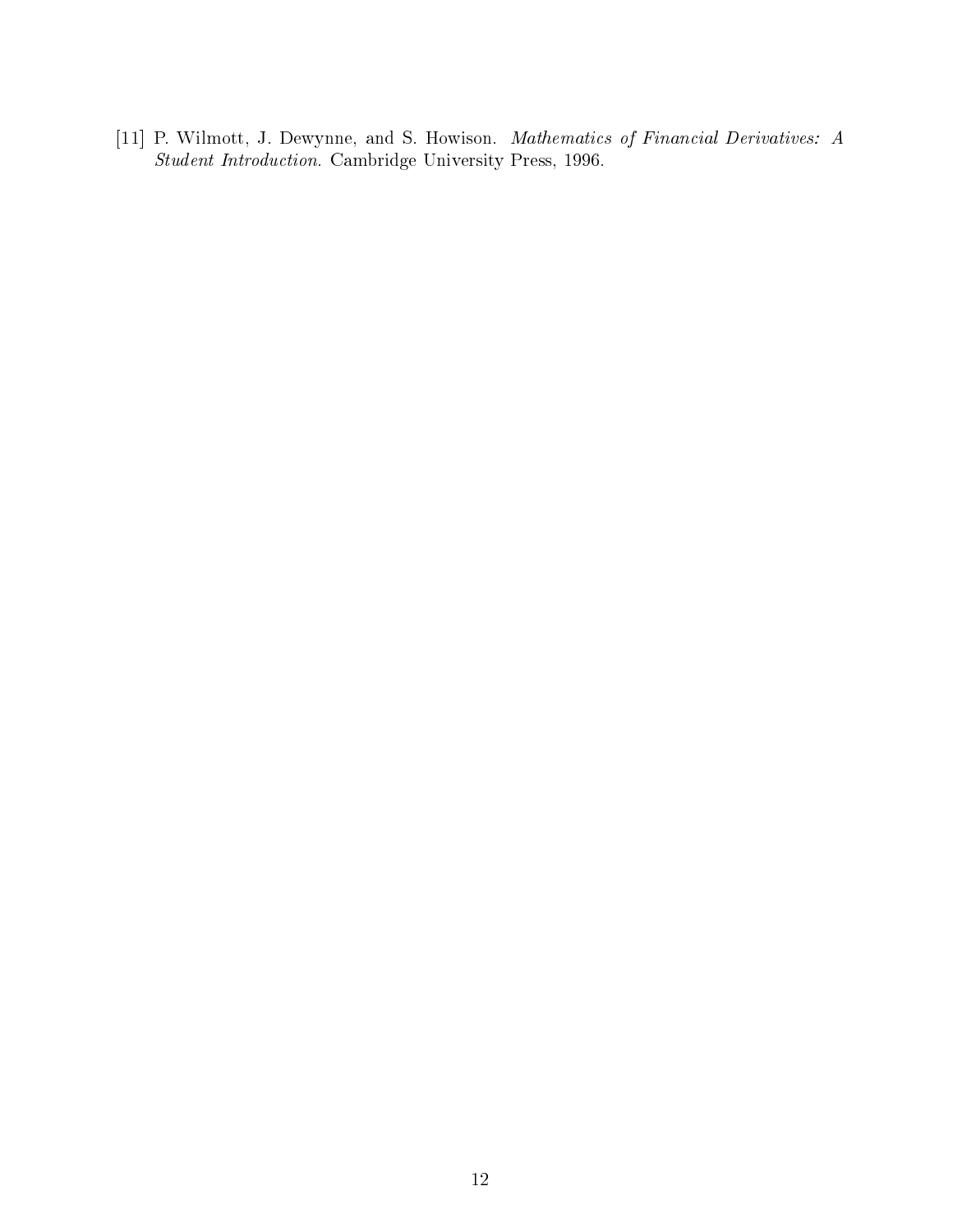[11] P. Wilmott, J. Dewynne, and S. Howison. *Mathematics of Financial Derivatives: A Student Introduction*. Cambridge University Press, 1996.